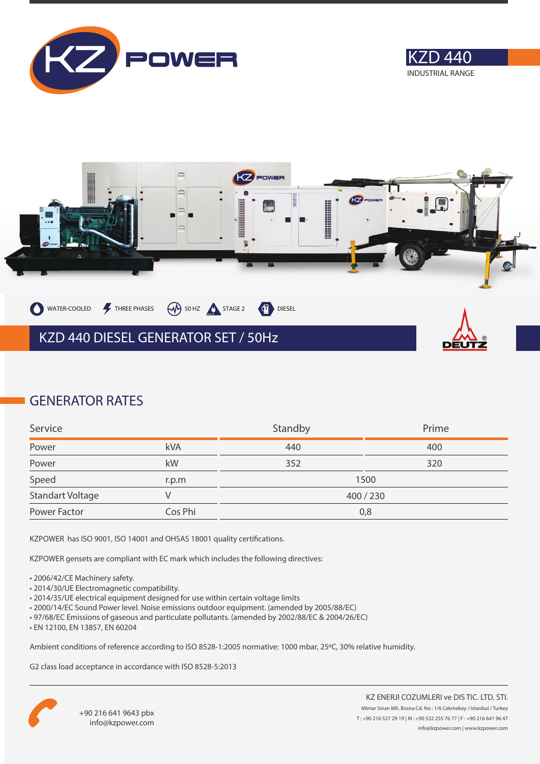KZ POWER

# KZD 440

INDUSTRIAL RANGE

WATER-COOLED | THREE PHASES | 50 HZ | STAGE 2 | DIESEL

## KZD 440 DIESEL GENERATOR SET / 50Hz

DEUTZ

## GENERATOR RATES

| Service | | Standby | Prime |
|---|---|---|---|
| Power | kVA | 440 | 400 |
| Power | kW | 352 | 320 |
| Speed | r.p.m | 1500 | |
| Standart Voltage | V | 400 / 230 | |
| Power Factor | Cos Phi | 0,8 | |

KZPOWER has ISO 9001, ISO 14001 and OHSAS 18001 quality certifications.

KZPOWER gensets are compliant with EC mark which includes the following directives:

- 2006/42/CE Machinery safety.
- 2014/30/UE Electromagnetic compatibility.
- 2014/35/UE electrical equipment designed for use within certain voltage limits
- 2000/14/EC Sound Power level. Noise emissions outdoor equipment. (amended by 2005/88/EC)
- 97/68/EC Emissions of gaseous and particulate pollutants. (amended by 2002/88/EC & 2004/26/EC)
- EN 12100, EN 13857, EN 60204

Ambient conditions of reference according to ISO 8528-1:2005 normative: 1000 mbar, 25ºC, 30% relative humidity.

G2 class load acceptance in accordance with ISO 8528-5:2013

+90 216 641 9643 pbx
info@kzpower.com

KZ ENERJI COZUMLERI ve DIS TIC. LTD. STI.
Mimar Sinan Mh. Bosna Cd. No : 1/6 Cekmekoy / Istanbul / Turkey
T : +90 216 527 29 19 | M : +90 532 255 76 77 | F : +90 216 641 96 47
info@kzpower.com | www.kzpower.com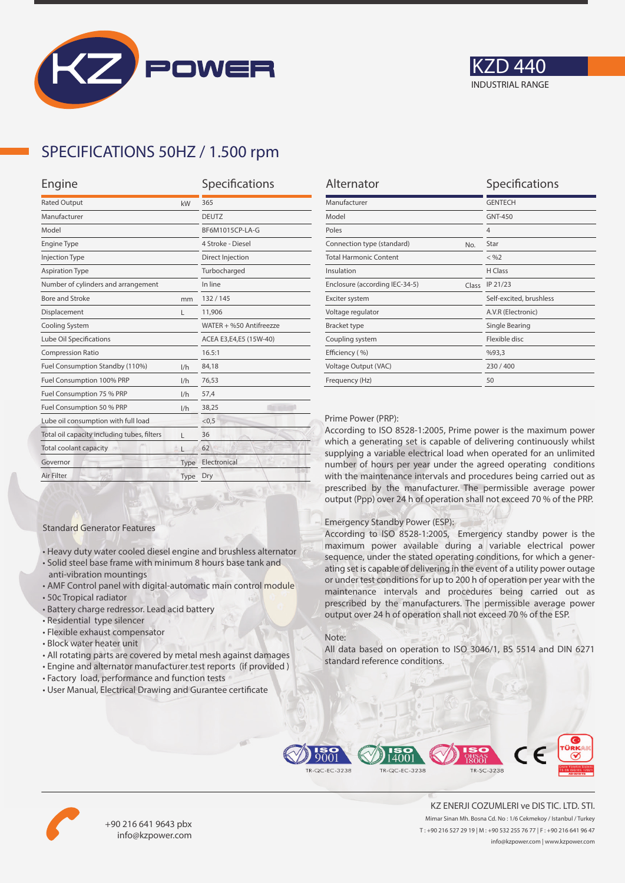# KZD 440

INDUSTRIAL RANGE

## SPECIFICATIONS 50HZ / 1.500 rpm

| Engine | | Specifications |
|---|---|---|
| Rated Output | kW | 365 |
| Manufacturer | | DEUTZ |
| Model | | BF6M1015CP-LA-G |
| Engine Type | | 4 Stroke - Diesel |
| Injection Type | | Direct Injection |
| Aspiration Type | | Turbocharged |
| Number of cylinders and arrangement | | In line |
| Bore and Stroke | mm | 132 / 145 |
| Displacement | L | 11,906 |
| Cooling System | | WATER + %50 Antifreezze |
| Lube Oil Specifications | | ACEA E3,E4,E5 (15W-40) |
| Compression Ratio | | 16.5:1 |
| Fuel Consumption Standby (110%) | l/h | 84,18 |
| Fuel Consumption 100% PRP | l/h | 76,53 |
| Fuel Consumption 75 % PRP | l/h | 57,4 |
| Fuel Consumption 50 % PRP | l/h | 38,25 |
| Lube oil consumption with full load | | <0,5 |
| Total oil capacity including tubes, filters | L | 36 |
| Total coolant capacity | L | 62 |
| Governor | Type | Electronical |
| Air Filter | Type | Dry |

| Alternator | | Specifications |
|---|---|---|
| Manufacturer | | GENTECH |
| Model | | GNT-450 |
| Poles | | 4 |
| Connection type (standard) | No. | Star |
| Total Harmonic Content | | < %2 |
| Insulation | | H Class |
| Enclosure (according IEC-34-5) | Class | IP 21/23 |
| Exciter system | | Self-excited, brushless |
| Voltage regulator | | A.V.R (Electronic) |
| Bracket type | | Single Bearing |
| Coupling system | | Flexible disc |
| Efficiency ( %) | | %93,3 |
| Voltage Output (VAC) | | 230 / 400 |
| Frequency (Hz) | | 50 |

Prime Power (PRP):
According to ISO 8528-1:2005, Prime power is the maximum power which a generating set is capable of delivering continuously whilst supplying a variable electrical load when operated for an unlimited number of hours per year under the agreed operating conditions with the maintenance intervals and procedures being carried out as prescribed by the manufacturer. The permissible average power output (Ppp) over 24 h of operation shall not exceed 70 % of the PRP.

Emergency Standby Power (ESP):
According to ISO 8528-1:2005, Emergency standby power is the maximum power available during a variable electrical power sequence, under the stated operating conditions, for which a generating set is capable of delivering in the event of a utility power outage or under test conditions for up to 200 h of operation per year with the maintenance intervals and procedures being carried out as prescribed by the manufacturers. The permissible average power output over 24 h of operation shall not exceed 70 % of the ESP.

Note:
All data based on operation to ISO 3046/1, BS 5514 and DIN 6271 standard reference conditions.

Standard Generator Features

- Heavy duty water cooled diesel engine and brushless alternator
- Solid steel base frame with minimum 8 hours base tank and anti-vibration mountings
- AMF Control panel with digital-automatic main control module
- 50c Tropical radiator
- Battery charge redressor. Lead acid battery
- Residential type silencer
- Flexible exhaust compensator
- Block water heater unit
- All rotating parts are covered by metal mesh against damages
- Engine and alternator manufacturer test reports (if provided )
- Factory load, performance and function tests
- User Manual, Electrical Drawing and Gurantee certificate

ISO 9001 TR-QC-EC-3238 | ISO 14001 TR-QC-EC-3238 | ISO OHSAS 18001 TR-SC-3238 | CE | TÜRKAK

+90 216 641 9643 pbx
info@kzpower.com

KZ ENERJI COZUMLERI ve DIS TIC. LTD. STI.
Mimar Sinan Mh. Bosna Cd. No : 1/6 Cekmekoy / Istanbul / Turkey
T : +90 216 527 29 19 | M : +90 532 255 76 77 | F : +90 216 641 96 47
info@kzpower.com | www.kzpower.com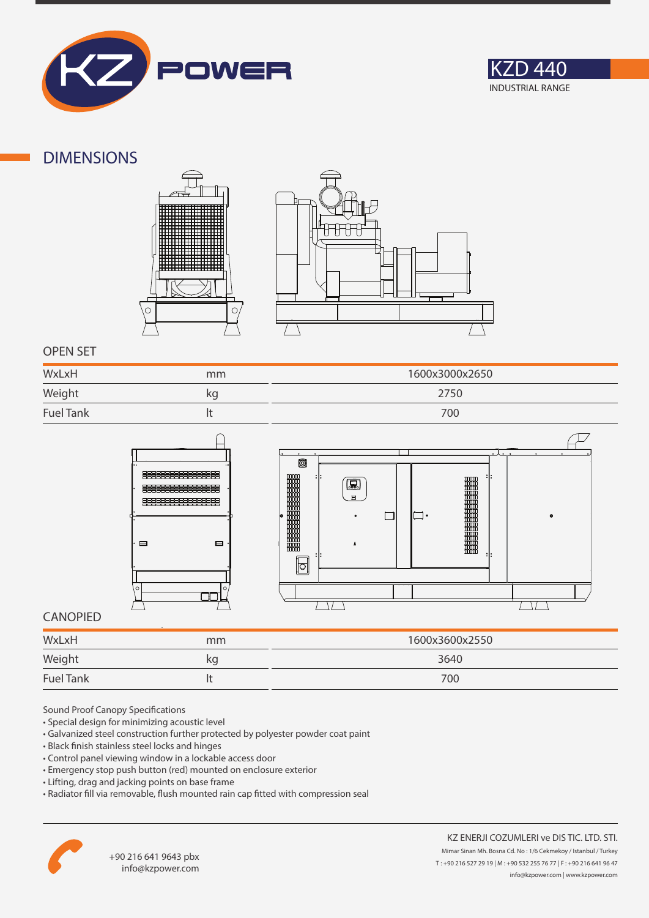KZD 440

INDUSTRIAL RANGE

## DIMENSIONS

### OPEN SET

| | | |
|---|---|---|
| WxLxH | mm | 1600x3000x2650 |
| Weight | kg | 2750 |
| Fuel Tank | lt | 700 |

### CANOPIED

| | | |
|---|---|---|
| WxLxH | mm | 1600x3600x2550 |
| Weight | kg | 3640 |
| Fuel Tank | lt | 700 |

Sound Proof Canopy Specifications

- Special design for minimizing acoustic level
- Galvanized steel construction further protected by polyester powder coat paint
- Black finish stainless steel locks and hinges
- Control panel viewing window in a lockable access door
- Emergency stop push button (red) mounted on enclosure exterior
- Lifting, drag and jacking points on base frame
- Radiator fill via removable, flush mounted rain cap fitted with compression seal

+90 216 641 9643 pbx
info@kzpower.com

KZ ENERJI COZUMLERI ve DIS TIC. LTD. STI.
Mimar Sinan Mh. Bosna Cd. No : 1/6 Cekmekoy / Istanbul / Turkey
T : +90 216 527 29 19 | M : +90 532 255 76 77 | F : +90 216 641 96 47
info@kzpower.com | www.kzpower.com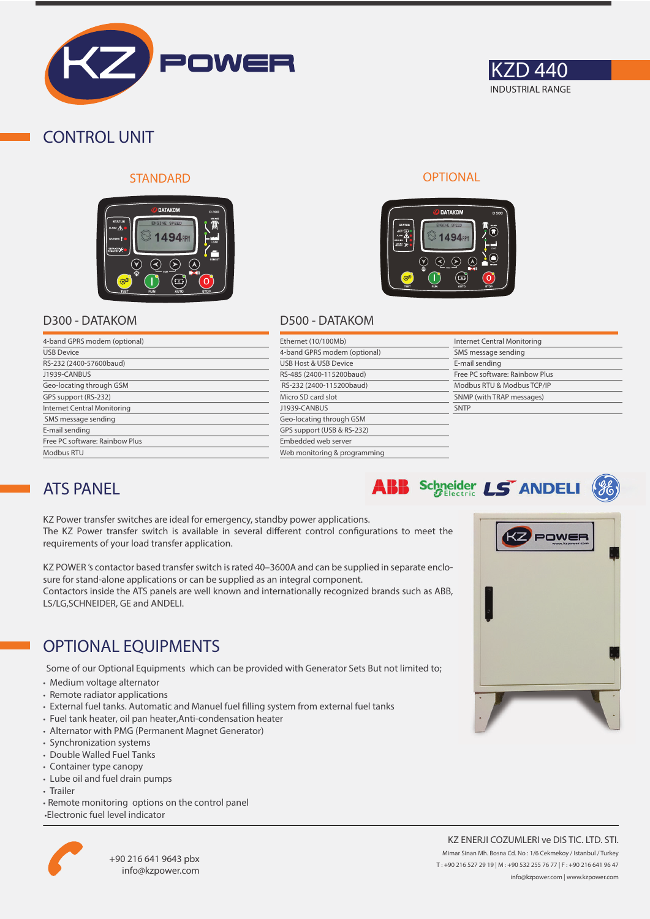KZD 440

INDUSTRIAL RANGE

## CONTROL UNIT

STANDARD

OPTIONAL

### D300 - DATAKOM

| |
|---|
| 4-band GPRS modem (optional) |
| USB Device |
| RS-232 (2400-57600baud) |
| J1939-CANBUS |
| Geo-locating through GSM |
| GPS support (RS-232) |
| Internet Central Monitoring |
| SMS message sending |
| E-mail sending |
| Free PC software: Rainbow Plus |
| Modbus RTU |

### D500 - DATAKOM

| | |
|---|---|
| Ethernet (10/100Mb) | Internet Central Monitoring |
| 4-band GPRS modem (optional) | SMS message sending |
| USB Host & USB Device | E-mail sending |
| RS-485 (2400-115200baud) | Free PC software: Rainbow Plus |
| RS-232 (2400-115200baud) | Modbus RTU & Modbus TCP/IP |
| Micro SD card slot | SNMP (with TRAP messages) |
| J1939-CANBUS | SNTP |
| Geo-locating through GSM | |
| GPS support (USB & RS-232) | |
| Embedded web server | |
| Web monitoring & programming | |

## ATS PANEL

KZ Power transfer switches are ideal for emergency, standby power applications.
The KZ Power transfer switch is available in several different control configurations to meet the requirements of your load transfer application.

KZ POWER 's contactor based transfer switch is rated 40–3600A and can be supplied in separate enclosure for stand-alone applications or can be supplied as an integral component.
Contactors inside the ATS panels are well known and internationally recognized brands such as ABB, LS/LG,SCHNEIDER, GE and ANDELI.

## OPTIONAL EQUIPMENTS

Some of our Optional Equipments which can be provided with Generator Sets But not limited to;

- Medium voltage alternator
- Remote radiator applications
- External fuel tanks. Automatic and Manuel fuel filling system from external fuel tanks
- Fuel tank heater, oil pan heater,Anti-condensation heater
- Alternator with PMG (Permanent Magnet Generator)
- Synchronization systems
- Double Walled Fuel Tanks
- Container type canopy
- Lube oil and fuel drain pumps
- Trailer
- Remote monitoring options on the control panel
- Electronic fuel level indicator

+90 216 641 9643 pbx
info@kzpower.com

KZ ENERJI COZUMLERI ve DIS TIC. LTD. STI.
Mimar Sinan Mh. Bosna Cd. No : 1/6 Cekmekoy / Istanbul / Turkey
T : +90 216 527 29 19 | M : +90 532 255 76 77 | F : +90 216 641 96 47
info@kzpower.com | www.kzpower.com